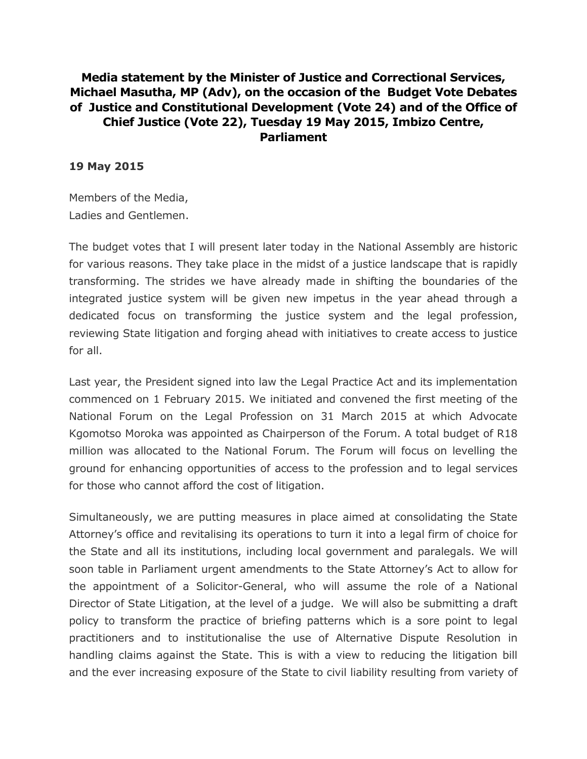**Media statement by the Minister of Justice and Correctional Services, Michael Masutha, MP (Adv), on the occasion of the Budget Vote Debates of Justice and Constitutional Development (Vote 24) and of the Office of Chief Justice (Vote 22), Tuesday 19 May 2015, Imbizo Centre, Parliament**

**19 May 2015**

Members of the Media,
Ladies and Gentlemen.

The budget votes that I will present later today in the National Assembly are historic for various reasons. They take place in the midst of a justice landscape that is rapidly transforming. The strides we have already made in shifting the boundaries of the integrated justice system will be given new impetus in the year ahead through a dedicated focus on transforming the justice system and the legal profession, reviewing State litigation and forging ahead with initiatives to create access to justice for all.

Last year, the President signed into law the Legal Practice Act and its implementation commenced on 1 February 2015. We initiated and convened the first meeting of the National Forum on the Legal Profession on 31 March 2015 at which Advocate Kgomotso Moroka was appointed as Chairperson of the Forum. A total budget of R18 million was allocated to the National Forum. The Forum will focus on levelling the ground for enhancing opportunities of access to the profession and to legal services for those who cannot afford the cost of litigation.

Simultaneously, we are putting measures in place aimed at consolidating the State Attorney's office and revitalising its operations to turn it into a legal firm of choice for the State and all its institutions, including local government and paralegals. We will soon table in Parliament urgent amendments to the State Attorney's Act to allow for the appointment of a Solicitor-General, who will assume the role of a National Director of State Litigation, at the level of a judge. We will also be submitting a draft policy to transform the practice of briefing patterns which is a sore point to legal practitioners and to institutionalise the use of Alternative Dispute Resolution in handling claims against the State. This is with a view to reducing the litigation bill and the ever increasing exposure of the State to civil liability resulting from variety of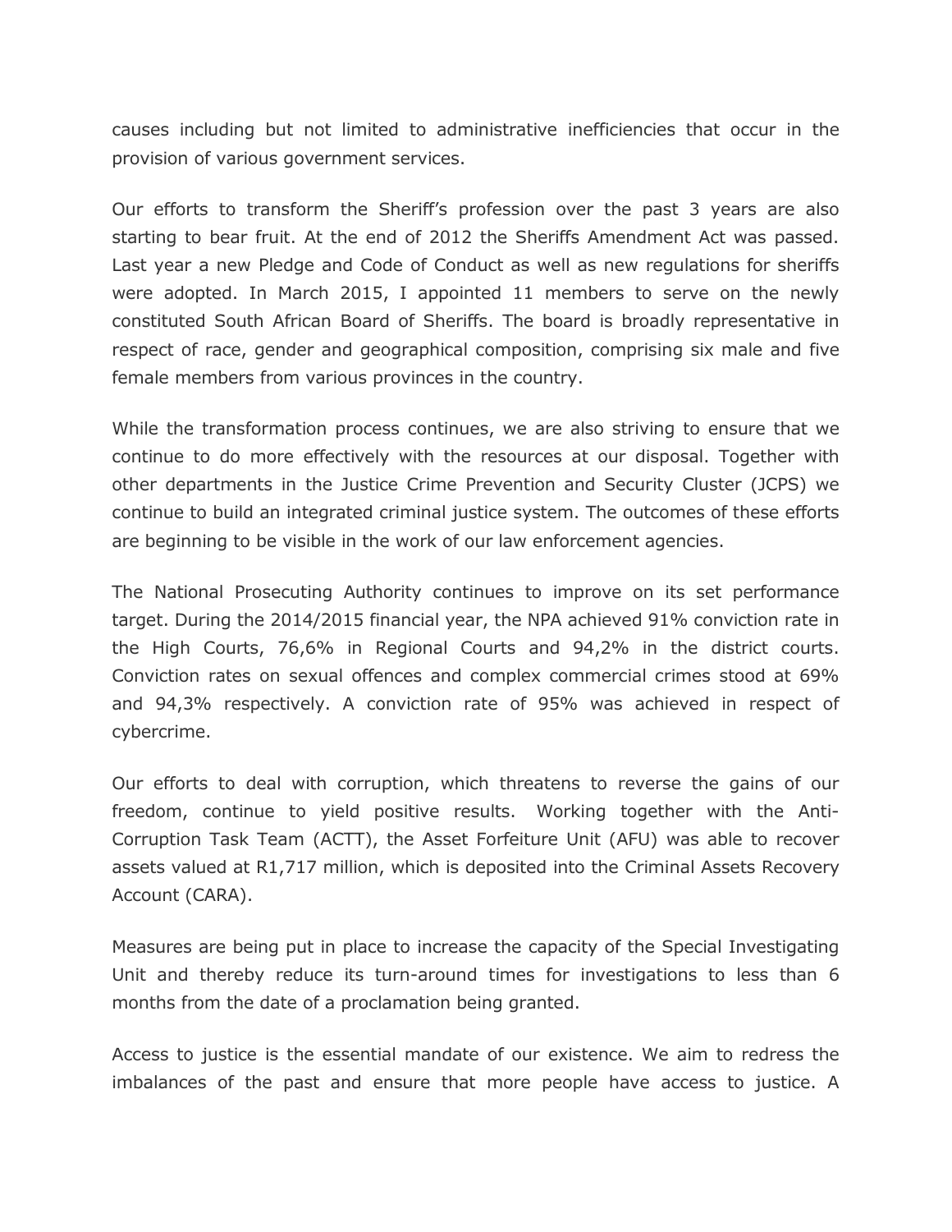causes including but not limited to administrative inefficiencies that occur in the provision of various government services.

Our efforts to transform the Sheriff's profession over the past 3 years are also starting to bear fruit. At the end of 2012 the Sheriffs Amendment Act was passed. Last year a new Pledge and Code of Conduct as well as new regulations for sheriffs were adopted. In March 2015, I appointed 11 members to serve on the newly constituted South African Board of Sheriffs. The board is broadly representative in respect of race, gender and geographical composition, comprising six male and five female members from various provinces in the country.

While the transformation process continues, we are also striving to ensure that we continue to do more effectively with the resources at our disposal. Together with other departments in the Justice Crime Prevention and Security Cluster (JCPS) we continue to build an integrated criminal justice system. The outcomes of these efforts are beginning to be visible in the work of our law enforcement agencies.

The National Prosecuting Authority continues to improve on its set performance target. During the 2014/2015 financial year, the NPA achieved 91% conviction rate in the High Courts, 76,6% in Regional Courts and 94,2% in the district courts. Conviction rates on sexual offences and complex commercial crimes stood at 69% and 94,3% respectively. A conviction rate of 95% was achieved in respect of cybercrime.

Our efforts to deal with corruption, which threatens to reverse the gains of our freedom, continue to yield positive results. Working together with the Anti-Corruption Task Team (ACTT), the Asset Forfeiture Unit (AFU) was able to recover assets valued at R1,717 million, which is deposited into the Criminal Assets Recovery Account (CARA).

Measures are being put in place to increase the capacity of the Special Investigating Unit and thereby reduce its turn-around times for investigations to less than 6 months from the date of a proclamation being granted.

Access to justice is the essential mandate of our existence. We aim to redress the imbalances of the past and ensure that more people have access to justice. A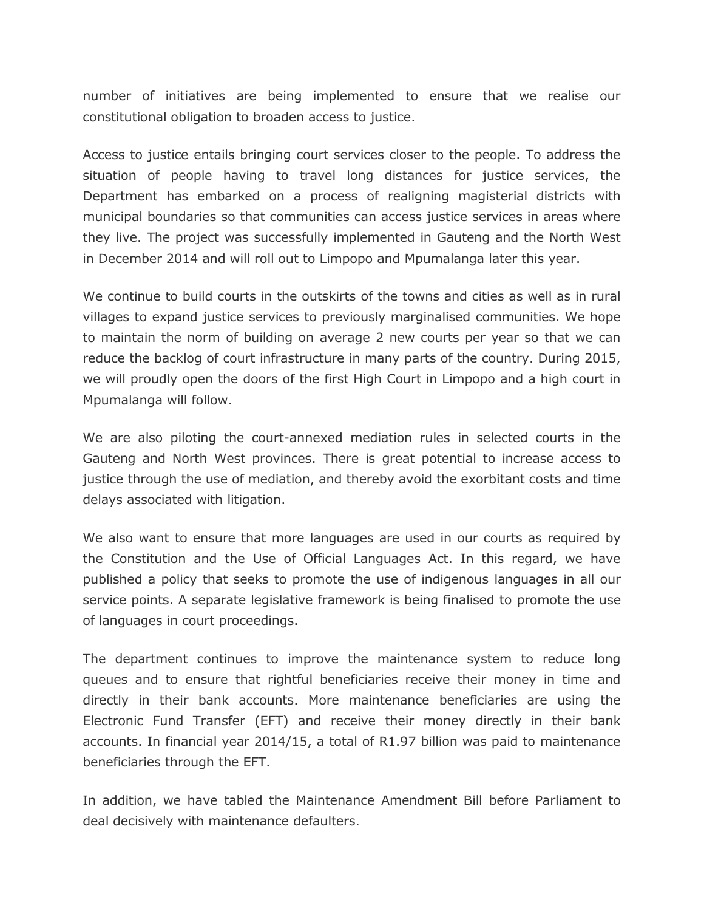number of initiatives are being implemented to ensure that we realise our constitutional obligation to broaden access to justice.

Access to justice entails bringing court services closer to the people. To address the situation of people having to travel long distances for justice services, the Department has embarked on a process of realigning magisterial districts with municipal boundaries so that communities can access justice services in areas where they live. The project was successfully implemented in Gauteng and the North West in December 2014 and will roll out to Limpopo and Mpumalanga later this year.

We continue to build courts in the outskirts of the towns and cities as well as in rural villages to expand justice services to previously marginalised communities. We hope to maintain the norm of building on average 2 new courts per year so that we can reduce the backlog of court infrastructure in many parts of the country. During 2015, we will proudly open the doors of the first High Court in Limpopo and a high court in Mpumalanga will follow.

We are also piloting the court-annexed mediation rules in selected courts in the Gauteng and North West provinces. There is great potential to increase access to justice through the use of mediation, and thereby avoid the exorbitant costs and time delays associated with litigation.

We also want to ensure that more languages are used in our courts as required by the Constitution and the Use of Official Languages Act. In this regard, we have published a policy that seeks to promote the use of indigenous languages in all our service points. A separate legislative framework is being finalised to promote the use of languages in court proceedings.

The department continues to improve the maintenance system to reduce long queues and to ensure that rightful beneficiaries receive their money in time and directly in their bank accounts. More maintenance beneficiaries are using the Electronic Fund Transfer (EFT) and receive their money directly in their bank accounts. In financial year 2014/15, a total of R1.97 billion was paid to maintenance beneficiaries through the EFT.

In addition, we have tabled the Maintenance Amendment Bill before Parliament to deal decisively with maintenance defaulters.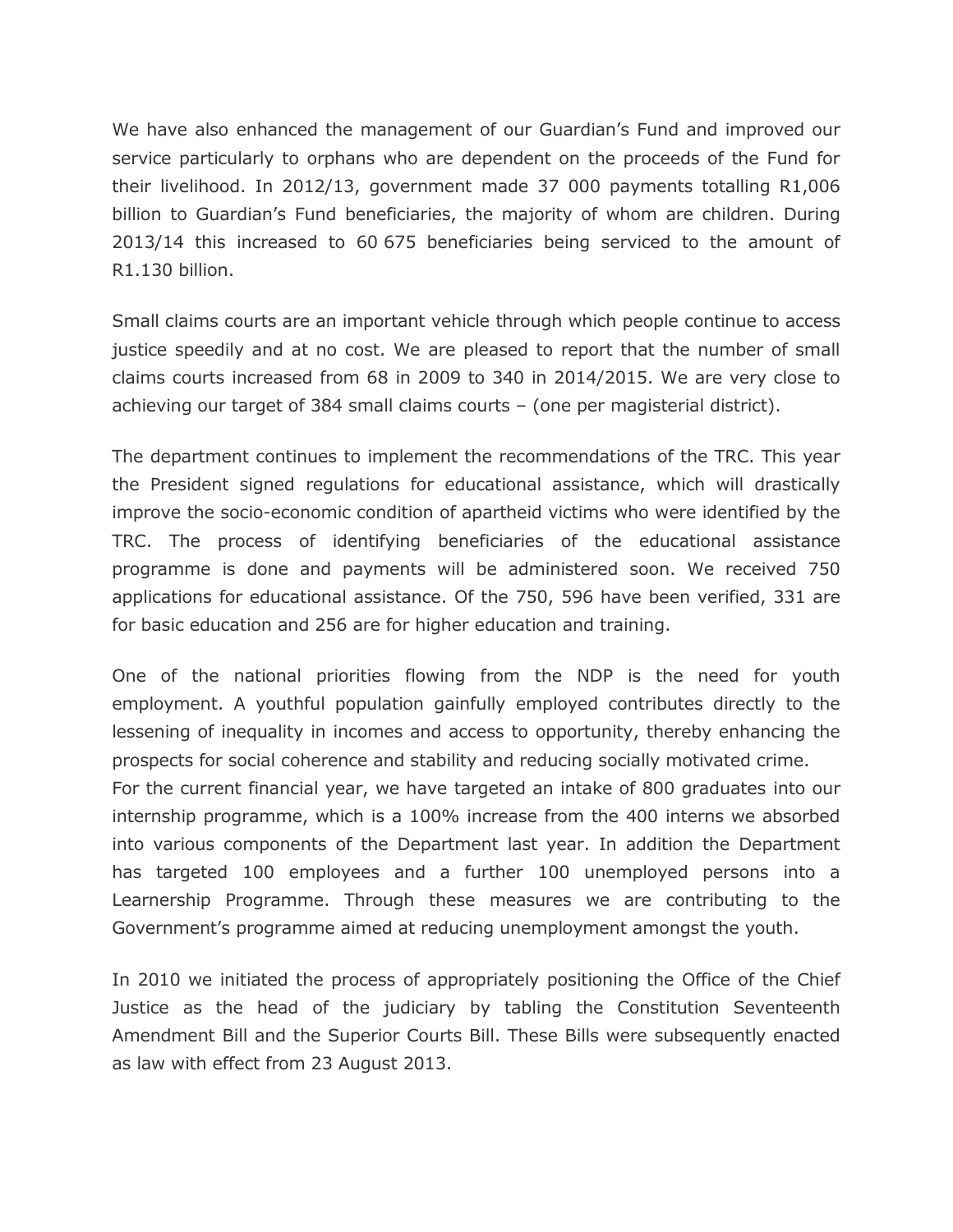We have also enhanced the management of our Guardian's Fund and improved our service particularly to orphans who are dependent on the proceeds of the Fund for their livelihood. In 2012/13, government made 37 000 payments totalling R1,006 billion to Guardian's Fund beneficiaries, the majority of whom are children. During 2013/14 this increased to 60 675 beneficiaries being serviced to the amount of R1.130 billion.

Small claims courts are an important vehicle through which people continue to access justice speedily and at no cost. We are pleased to report that the number of small claims courts increased from 68 in 2009 to 340 in 2014/2015. We are very close to achieving our target of 384 small claims courts – (one per magisterial district).

The department continues to implement the recommendations of the TRC. This year the President signed regulations for educational assistance, which will drastically improve the socio-economic condition of apartheid victims who were identified by the TRC. The process of identifying beneficiaries of the educational assistance programme is done and payments will be administered soon. We received 750 applications for educational assistance. Of the 750, 596 have been verified, 331 are for basic education and 256 are for higher education and training.

One of the national priorities flowing from the NDP is the need for youth employment. A youthful population gainfully employed contributes directly to the lessening of inequality in incomes and access to opportunity, thereby enhancing the prospects for social coherence and stability and reducing socially motivated crime.
For the current financial year, we have targeted an intake of 800 graduates into our internship programme, which is a 100% increase from the 400 interns we absorbed into various components of the Department last year. In addition the Department has targeted 100 employees and a further 100 unemployed persons into a Learnership Programme. Through these measures we are contributing to the Government's programme aimed at reducing unemployment amongst the youth.

In 2010 we initiated the process of appropriately positioning the Office of the Chief Justice as the head of the judiciary by tabling the Constitution Seventeenth Amendment Bill and the Superior Courts Bill. These Bills were subsequently enacted as law with effect from 23 August 2013.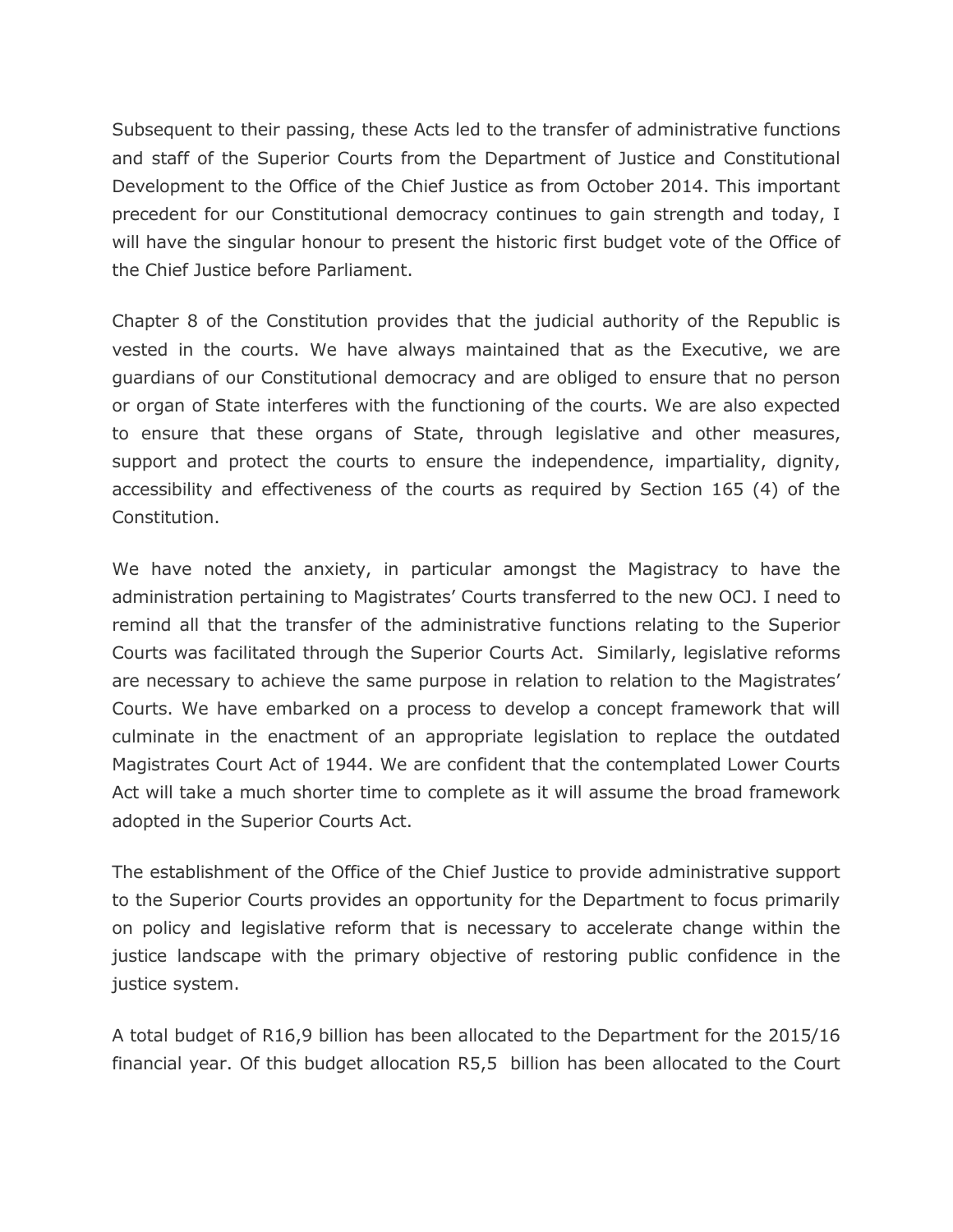Subsequent to their passing, these Acts led to the transfer of administrative functions and staff of the Superior Courts from the Department of Justice and Constitutional Development to the Office of the Chief Justice as from October 2014. This important precedent for our Constitutional democracy continues to gain strength and today, I will have the singular honour to present the historic first budget vote of the Office of the Chief Justice before Parliament.

Chapter 8 of the Constitution provides that the judicial authority of the Republic is vested in the courts. We have always maintained that as the Executive, we are guardians of our Constitutional democracy and are obliged to ensure that no person or organ of State interferes with the functioning of the courts. We are also expected to ensure that these organs of State, through legislative and other measures, support and protect the courts to ensure the independence, impartiality, dignity, accessibility and effectiveness of the courts as required by Section 165 (4) of the Constitution.

We have noted the anxiety, in particular amongst the Magistracy to have the administration pertaining to Magistrates' Courts transferred to the new OCJ. I need to remind all that the transfer of the administrative functions relating to the Superior Courts was facilitated through the Superior Courts Act. Similarly, legislative reforms are necessary to achieve the same purpose in relation to relation to the Magistrates' Courts. We have embarked on a process to develop a concept framework that will culminate in the enactment of an appropriate legislation to replace the outdated Magistrates Court Act of 1944. We are confident that the contemplated Lower Courts Act will take a much shorter time to complete as it will assume the broad framework adopted in the Superior Courts Act.

The establishment of the Office of the Chief Justice to provide administrative support to the Superior Courts provides an opportunity for the Department to focus primarily on policy and legislative reform that is necessary to accelerate change within the justice landscape with the primary objective of restoring public confidence in the justice system.

A total budget of R16,9 billion has been allocated to the Department for the 2015/16 financial year. Of this budget allocation R5,5 billion has been allocated to the Court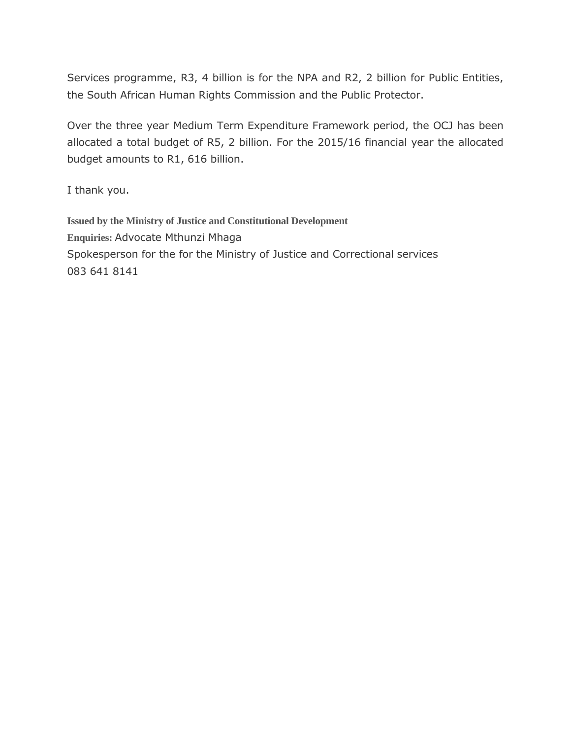Services programme, R3, 4 billion is for the NPA and R2, 2 billion for Public Entities, the South African Human Rights Commission and the Public Protector.

Over the three year Medium Term Expenditure Framework period, the OCJ has been allocated a total budget of R5, 2 billion. For the 2015/16 financial year the allocated budget amounts to R1, 616 billion.

I thank you.

**Issued by the Ministry of Justice and Constitutional Development**
**Enquiries:** Advocate Mthunzi Mhaga
Spokesperson for the for the Ministry of Justice and Correctional services
083 641 8141